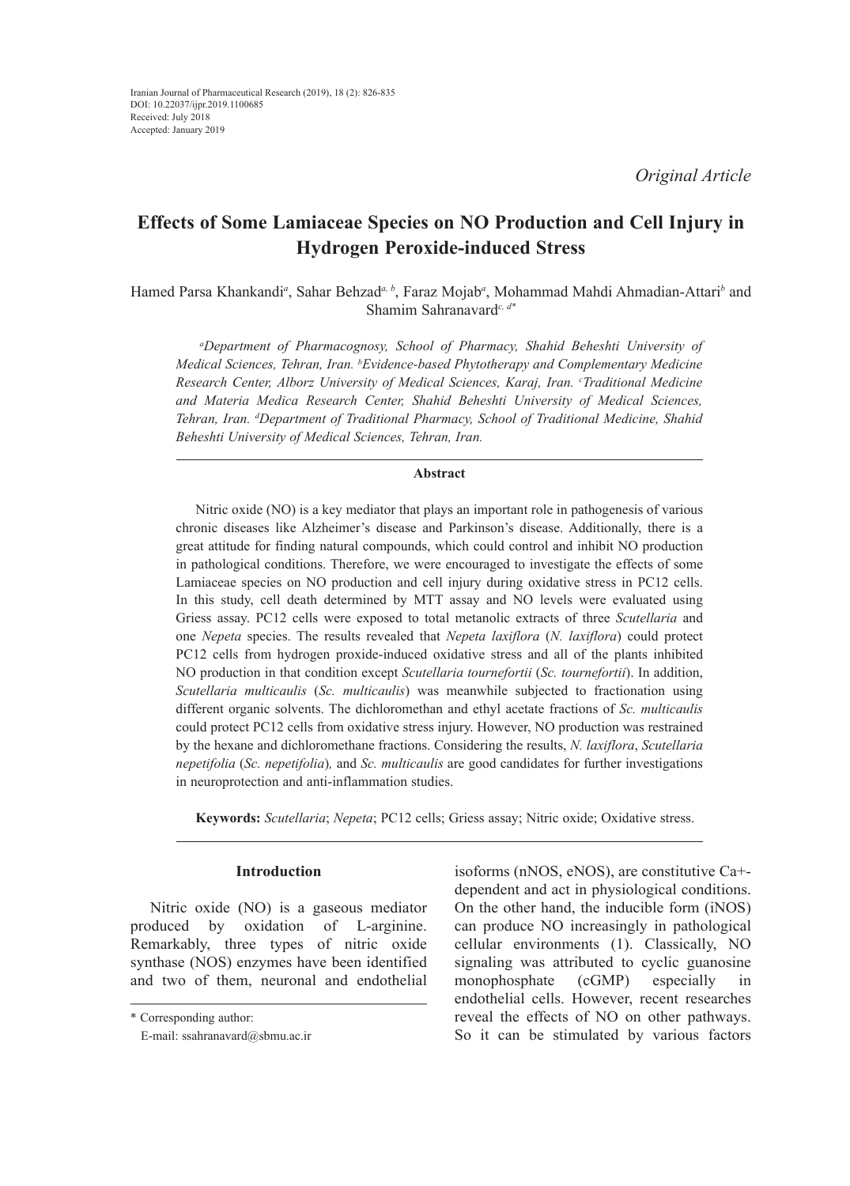Iranian Journal of Pharmaceutical Research (2019), 18 (2): 826-835
DOI: 10.22037/ijpr.2019.1100685
Received: July 2018
Accepted: January 2019

*Original Article*

# Effects of Some Lamiaceae Species on NO Production and Cell Injury in Hydrogen Peroxide-induced Stress

Hamed Parsa Khankandi[a], Sahar Behzad[a, b], Faraz Mojab[a], Mohammad Mahdi Ahmadian-Attari[b] and Shamim Sahranavard[c, d*]

*[a]Department of Pharmacognosy, School of Pharmacy, Shahid Beheshti University of Medical Sciences, Tehran, Iran. [b]Evidence-based Phytotherapy and Complementary Medicine Research Center, Alborz University of Medical Sciences, Karaj, Iran. [c]Traditional Medicine and Materia Medica Research Center, Shahid Beheshti University of Medical Sciences, Tehran, Iran. [d]Department of Traditional Pharmacy, School of Traditional Medicine, Shahid Beheshti University of Medical Sciences, Tehran, Iran.*

## Abstract

Nitric oxide (NO) is a key mediator that plays an important role in pathogenesis of various chronic diseases like Alzheimer's disease and Parkinson's disease. Additionally, there is a great attitude for finding natural compounds, which could control and inhibit NO production in pathological conditions. Therefore, we were encouraged to investigate the effects of some Lamiaceae species on NO production and cell injury during oxidative stress in PC12 cells. In this study, cell death determined by MTT assay and NO levels were evaluated using Griess assay. PC12 cells were exposed to total metanolic extracts of three *Scutellaria* and one *Nepeta* species. The results revealed that *Nepeta laxiflora* (*N. laxiflora*) could protect PC12 cells from hydrogen proxide-induced oxidative stress and all of the plants inhibited NO production in that condition except *Scutellaria tournefortii* (*Sc. tournefortii*). In addition, *Scutellaria multicaulis* (*Sc. multicaulis*) was meanwhile subjected to fractionation using different organic solvents. The dichloromethan and ethyl acetate fractions of *Sc. multicaulis* could protect PC12 cells from oxidative stress injury. However, NO production was restrained by the hexane and dichloromethane fractions. Considering the results, *N. laxiflora*, *Scutellaria nepetifolia* (*Sc. nepetifolia*)*,* and *Sc. multicaulis* are good candidates for further investigations in neuroprotection and anti-inflammation studies.

**Keywords:** *Scutellaria*; *Nepeta*; PC12 cells; Griess assay; Nitric oxide; Oxidative stress.

## Introduction

Nitric oxide (NO) is a gaseous mediator produced by oxidation of L-arginine. Remarkably, three types of nitric oxide synthase (NOS) enzymes have been identified and two of them, neuronal and endothelial isoforms (nNOS, eNOS), are constitutive Ca+-dependent and act in physiological conditions. On the other hand, the inducible form (iNOS) can produce NO increasingly in pathological cellular environments (1). Classically, NO signaling was attributed to cyclic guanosine monophosphate (cGMP) especially in endothelial cells. However, recent researches reveal the effects of NO on other pathways. So it can be stimulated by various factors

\* Corresponding author:
E-mail: ssahranavard@sbmu.ac.ir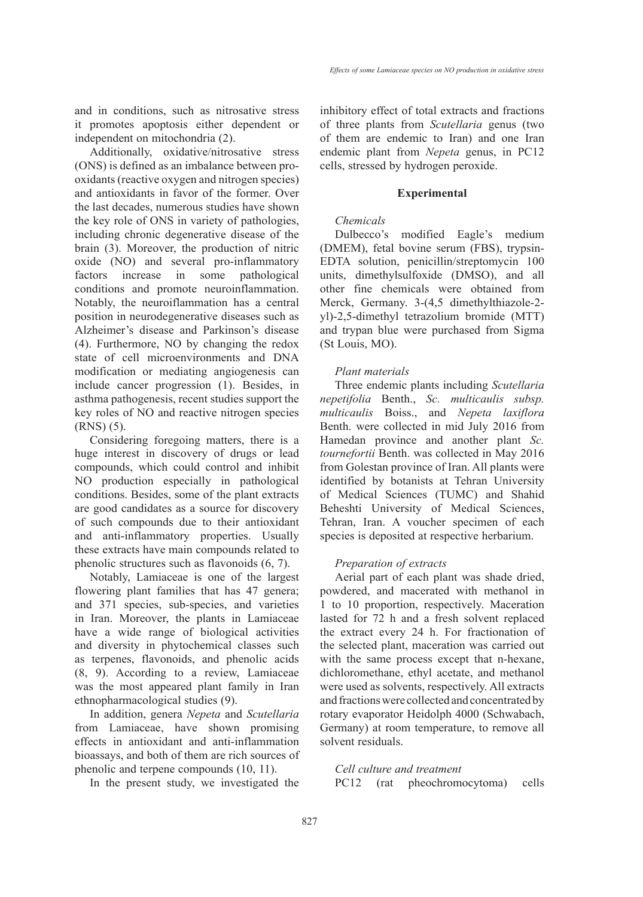and in conditions, such as nitrosative stress it promotes apoptosis either dependent or independent on mitochondria (2).

Additionally, oxidative/nitrosative stress (ONS) is defined as an imbalance between pro-oxidants (reactive oxygen and nitrogen species) and antioxidants in favor of the former. Over the last decades, numerous studies have shown the key role of ONS in variety of pathologies, including chronic degenerative disease of the brain (3). Moreover, the production of nitric oxide (NO) and several pro-inflammatory factors increase in some pathological conditions and promote neuroinflammation. Notably, the neuroiflammation has a central position in neurodegenerative diseases such as Alzheimer's disease and Parkinson's disease (4). Furthermore, NO by changing the redox state of cell microenvironments and DNA modification or mediating angiogenesis can include cancer progression (1). Besides, in asthma pathogenesis, recent studies support the key roles of NO and reactive nitrogen species (RNS) (5).

Considering foregoing matters, there is a huge interest in discovery of drugs or lead compounds, which could control and inhibit NO production especially in pathological conditions. Besides, some of the plant extracts are good candidates as a source for discovery of such compounds due to their antioxidant and anti-inflammatory properties. Usually these extracts have main compounds related to phenolic structures such as flavonoids (6, 7).

Notably, Lamiaceae is one of the largest flowering plant families that has 47 genera; and 371 species, sub-species, and varieties in Iran. Moreover, the plants in Lamiaceae have a wide range of biological activities and diversity in phytochemical classes such as terpenes, flavonoids, and phenolic acids (8, 9). According to a review, Lamiaceae was the most appeared plant family in Iran ethnopharmacological studies (9).

In addition, genera *Nepeta* and *Scutellaria* from Lamiaceae, have shown promising effects in antioxidant and anti-inflammation bioassays, and both of them are rich sources of phenolic and terpene compounds (10, 11).

In the present study, we investigated the inhibitory effect of total extracts and fractions of three plants from *Scutellaria* genus (two of them are endemic to Iran) and one Iran endemic plant from *Nepeta* genus, in PC12 cells, stressed by hydrogen peroxide.

## Experimental

### *Chemicals*

Dulbecco's modified Eagle's medium (DMEM), fetal bovine serum (FBS), trypsin-EDTA solution, penicillin/streptomycin 100 units, dimethylsulfoxide (DMSO), and all other fine chemicals were obtained from Merck, Germany. 3-(4,5 dimethylthiazole-2-yl)-2,5-dimethyl tetrazolium bromide (MTT) and trypan blue were purchased from Sigma (St Louis, MO).

### *Plant materials*

Three endemic plants including *Scutellaria nepetifolia* Benth., *Sc. multicaulis subsp. multicaulis* Boiss., and *Nepeta laxiflora* Benth. were collected in mid July 2016 from Hamedan province and another plant *Sc. tournefortii* Benth. was collected in May 2016 from Golestan province of Iran. All plants were identified by botanists at Tehran University of Medical Sciences (TUMC) and Shahid Beheshti University of Medical Sciences, Tehran, Iran. A voucher specimen of each species is deposited at respective herbarium.

### *Preparation of extracts*

Aerial part of each plant was shade dried, powdered, and macerated with methanol in 1 to 10 proportion, respectively. Maceration lasted for 72 h and a fresh solvent replaced the extract every 24 h. For fractionation of the selected plant, maceration was carried out with the same process except that n-hexane, dichloromethane, ethyl acetate, and methanol were used as solvents, respectively. All extracts and fractions were collected and concentrated by rotary evaporator Heidolph 4000 (Schwabach, Germany) at room temperature, to remove all solvent residuals.

### *Cell culture and treatment*

PC12 (rat pheochromocytoma) cells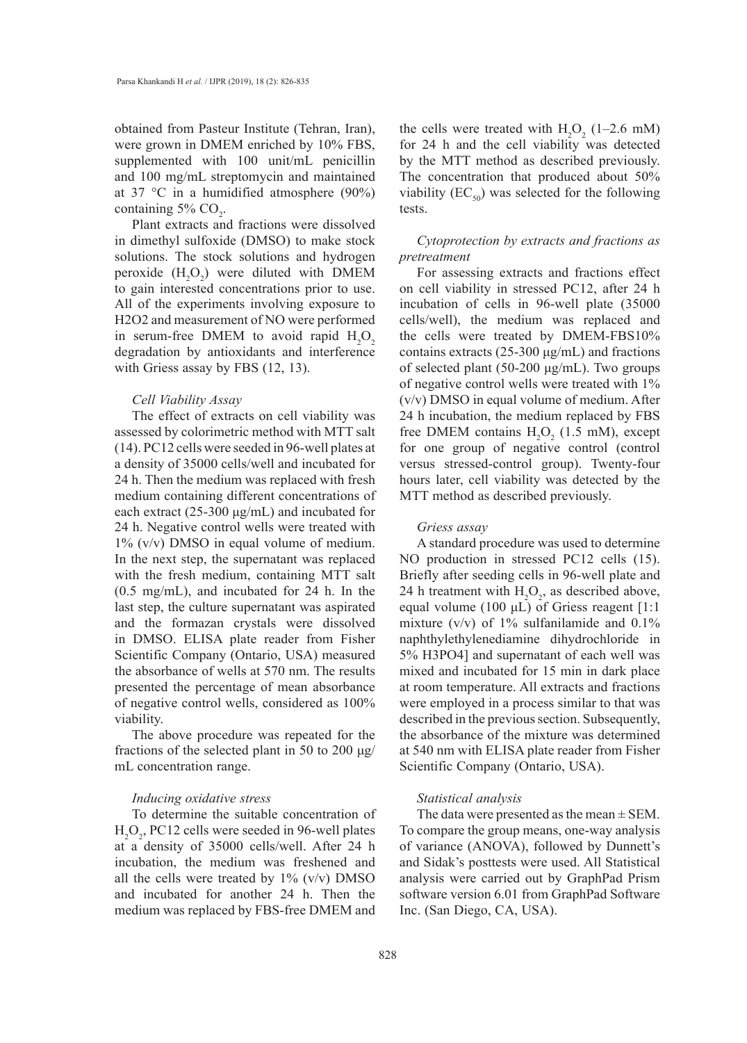obtained from Pasteur Institute (Tehran, Iran), were grown in DMEM enriched by 10% FBS, supplemented with 100 unit/mL penicillin and 100 mg/mL streptomycin and maintained at 37 °C in a humidified atmosphere (90%) containing 5% $CO_2$.

Plant extracts and fractions were dissolved in dimethyl sulfoxide (DMSO) to make stock solutions. The stock solutions and hydrogen peroxide ($H_2O_2$) were diluted with DMEM to gain interested concentrations prior to use. All of the experiments involving exposure to H2O2 and measurement of NO were performed in serum-free DMEM to avoid rapid $H_2O_2$ degradation by antioxidants and interference with Griess assay by FBS (12, 13).

### *Cell Viability Assay*

The effect of extracts on cell viability was assessed by colorimetric method with MTT salt (14). PC12 cells were seeded in 96-well plates at a density of 35000 cells/well and incubated for 24 h. Then the medium was replaced with fresh medium containing different concentrations of each extract (25-300 μg/mL) and incubated for 24 h. Negative control wells were treated with 1% (v/v) DMSO in equal volume of medium. In the next step, the supernatant was replaced with the fresh medium, containing MTT salt (0.5 mg/mL), and incubated for 24 h. In the last step, the culture supernatant was aspirated and the formazan crystals were dissolved in DMSO. ELISA plate reader from Fisher Scientific Company (Ontario, USA) measured the absorbance of wells at 570 nm. The results presented the percentage of mean absorbance of negative control wells, considered as 100% viability.

The above procedure was repeated for the fractions of the selected plant in 50 to 200 μg/mL concentration range.

### *Inducing oxidative stress*

To determine the suitable concentration of $H_2O_2$, PC12 cells were seeded in 96-well plates at a density of 35000 cells/well. After 24 h incubation, the medium was freshened and all the cells were treated by 1% (v/v) DMSO and incubated for another 24 h. Then the medium was replaced by FBS-free DMEM and the cells were treated with $H_2O_2$ (1–2.6 mM) for 24 h and the cell viability was detected by the MTT method as described previously. The concentration that produced about 50% viability ($EC_{50}$) was selected for the following tests.

### *Cytoprotection by extracts and fractions as pretreatment*

For assessing extracts and fractions effect on cell viability in stressed PC12, after 24 h incubation of cells in 96-well plate (35000 cells/well), the medium was replaced and the cells were treated by DMEM-FBS10% contains extracts (25-300 μg/mL) and fractions of selected plant (50-200 μg/mL). Two groups of negative control wells were treated with 1% (v/v) DMSO in equal volume of medium. After 24 h incubation, the medium replaced by FBS free DMEM contains $H_2O_2$ (1.5 mM), except for one group of negative control (control versus stressed-control group). Twenty-four hours later, cell viability was detected by the MTT method as described previously.

### *Griess assay*

A standard procedure was used to determine NO production in stressed PC12 cells (15). Briefly after seeding cells in 96-well plate and 24 h treatment with $H_2O_2$, as described above, equal volume (100 μL) of Griess reagent [1:1 mixture (v/v) of 1% sulfanilamide and 0.1% naphthylethylenediamine dihydrochloride in 5% H3PO4] and supernatant of each well was mixed and incubated for 15 min in dark place at room temperature. All extracts and fractions were employed in a process similar to that was described in the previous section. Subsequently, the absorbance of the mixture was determined at 540 nm with ELISA plate reader from Fisher Scientific Company (Ontario, USA).

### *Statistical analysis*

The data were presented as the mean ± SEM. To compare the group means, one-way analysis of variance (ANOVA), followed by Dunnett's and Sidak's posttests were used. All Statistical analysis were carried out by GraphPad Prism software version 6.01 from GraphPad Software Inc. (San Diego, CA, USA).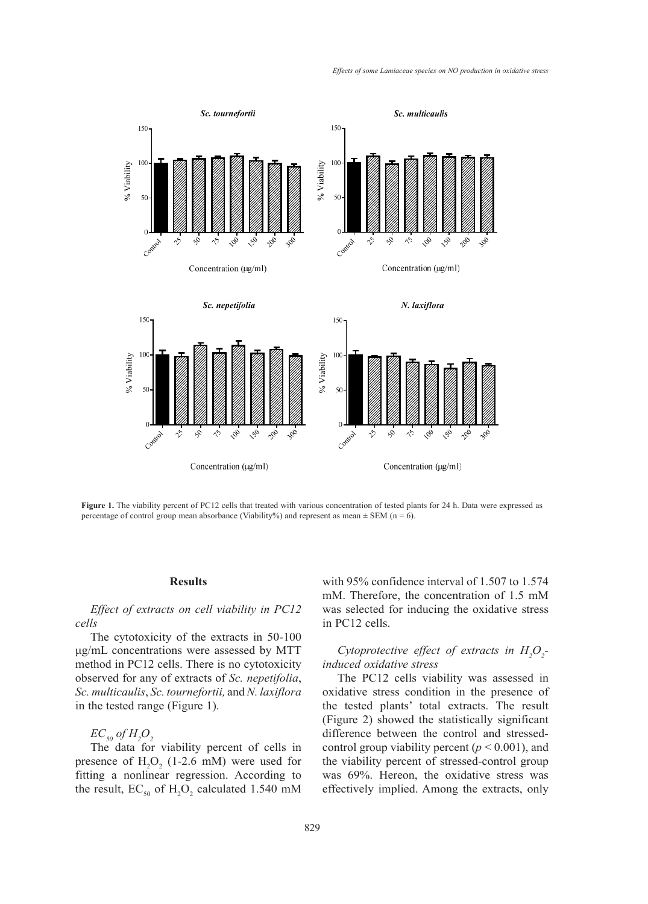Figure 1. The viability percent of PC12 cells that treated with various concentration of tested plants for 24 h. Data were expressed as percentage of control group mean absorbance (Viability%) and represent as mean ± SEM (n = 6).

## Results

*Effect of extracts on cell viability in PC12 cells*

The cytotoxicity of the extracts in 50-100 μg/mL concentrations were assessed by MTT method in PC12 cells. There is no cytotoxicity observed for any of extracts of *Sc. nepetifolia*, *Sc. multicaulis*, *Sc. tournefortii,* and *N. laxiflora* in the tested range (Figure 1).

*$EC_{50}$ of $H_2O_2$*

The data for viability percent of cells in presence of $H_2O_2$ (1-2.6 mM) were used for fitting a nonlinear regression. According to the result, $EC_{50}$ of $H_2O_2$ calculated 1.540 mM with 95% confidence interval of 1.507 to 1.574 mM. Therefore, the concentration of 1.5 mM was selected for inducing the oxidative stress in PC12 cells.

*Cytoprotective effect of extracts in $H_2O_2$-induced oxidative stress*

The PC12 cells viability was assessed in oxidative stress condition in the presence of the tested plants' total extracts. The result (Figure 2) showed the statistically significant difference between the control and stressed-control group viability percent ($p < 0.001$), and the viability percent of stressed-control group was 69%. Hereon, the oxidative stress was effectively implied. Among the extracts, only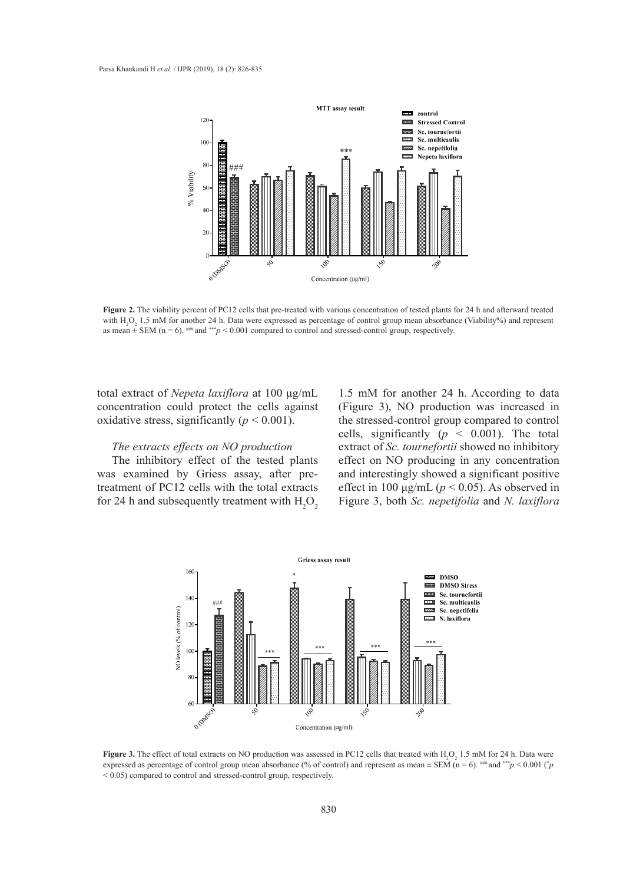**Figure 2.** The viability percent of PC12 cells that pre-treated with various concentration of tested plants for 24 h and afterward treated with $H_2O_2$ 1.5 mM for another 24 h. Data were expressed as percentage of control group mean absorbance (Viability%) and represent as mean ± SEM (n = 6). $^{###}$ and $^{***}p < 0.001$ compared to control and stressed-control group, respectively.

total extract of *Nepeta laxiflora* at 100 µg/mL concentration could protect the cells against oxidative stress, significantly ($p < 0.001$).

*The extracts effects on NO production*

The inhibitory effect of the tested plants was examined by Griess assay, after pre-treatment of PC12 cells with the total extracts for 24 h and subsequently treatment with $H_2O_2$ 1.5 mM for another 24 h. According to data (Figure 3), NO production was increased in the stressed-control group compared to control cells, significantly ($p < 0.001$). The total extract of *Sc. tournefortii* showed no inhibitory effect on NO producing in any concentration and interestingly showed a significant positive effect in 100 µg/mL ($p < 0.05$). As observed in Figure 3, both *Sc. nepetifolia* and *N. laxiflora*

**Figure 3.** The effect of total extracts on NO production was assessed in PC12 cells that treated with $H_2O_2$ 1.5 mM for 24 h. Data were expressed as percentage of control group mean absorbance (% of control) and represent as mean ± SEM (n = 6). $^{###}$ and $^{***}p < 0.001$ ($^{*}p < 0.05$) compared to control and stressed-control group, respectively.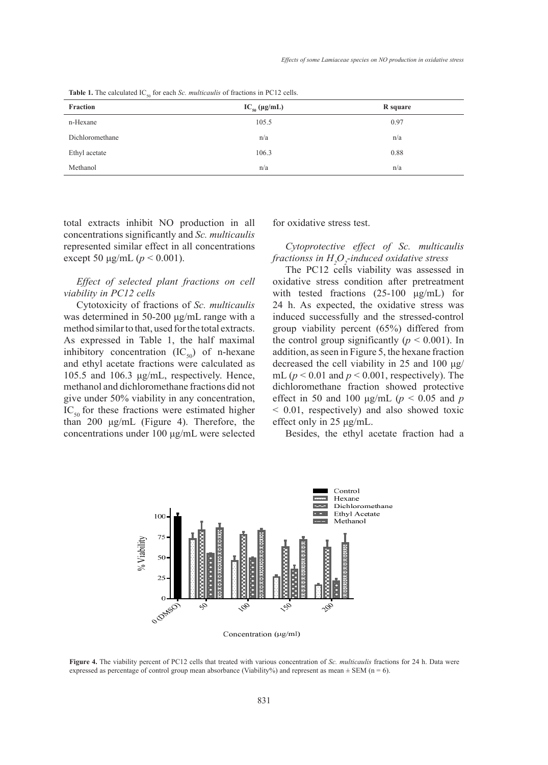**Table 1.** The calculated $IC_{50}$ for each *Sc. multicaulis* of fractions in PC12 cells.

| Fraction | $IC_{50}$ (μg/mL) | R square |
|---|---|---|
| n-Hexane | 105.5 | 0.97 |
| Dichloromethane | n/a | n/a |
| Ethyl acetate | 106.3 | 0.88 |
| Methanol | n/a | n/a |

total extracts inhibit NO production in all concentrations significantly and *Sc. multicaulis* represented similar effect in all concentrations except 50 μg/mL ($p < 0.001$).

### *Effect of selected plant fractions on cell viability in PC12 cells*

Cytotoxicity of fractions of *Sc. multicaulis* was determined in 50-200 μg/mL range with a method similar to that, used for the total extracts. As expressed in Table 1, the half maximal inhibitory concentration ($IC_{50}$) of n-hexane and ethyl acetate fractions were calculated as 105.5 and 106.3 μg/mL, respectively. Hence, methanol and dichloromethane fractions did not give under 50% viability in any concentration, $IC_{50}$ for these fractions were estimated higher than 200 μg/mL (Figure 4). Therefore, the concentrations under 100 μg/mL were selected for oxidative stress test.

### *Cytoprotective effect of Sc. multicaulis fractionss in $H_2O_2$-induced oxidative stress*

The PC12 cells viability was assessed in oxidative stress condition after pretreatment with tested fractions (25-100 μg/mL) for 24 h. As expected, the oxidative stress was induced successfully and the stressed-control group viability percent (65%) differed from the control group significantly ($p < 0.001$). In addition, as seen in Figure 5, the hexane fraction decreased the cell viability in 25 and 100 μg/mL ($p < 0.01$ and $p < 0.001$, respectively). The dichloromethane fraction showed protective effect in 50 and 100 μg/mL ($p < 0.05$ and $p < 0.01$, respectively) and also showed toxic effect only in 25 μg/mL.

Besides, the ethyl acetate fraction had a

**Figure 4.** The viability percent of PC12 cells that treated with various concentration of *Sc. multicaulis* fractions for 24 h. Data were expressed as percentage of control group mean absorbance (Viability%) and represent as mean ± SEM (n = 6).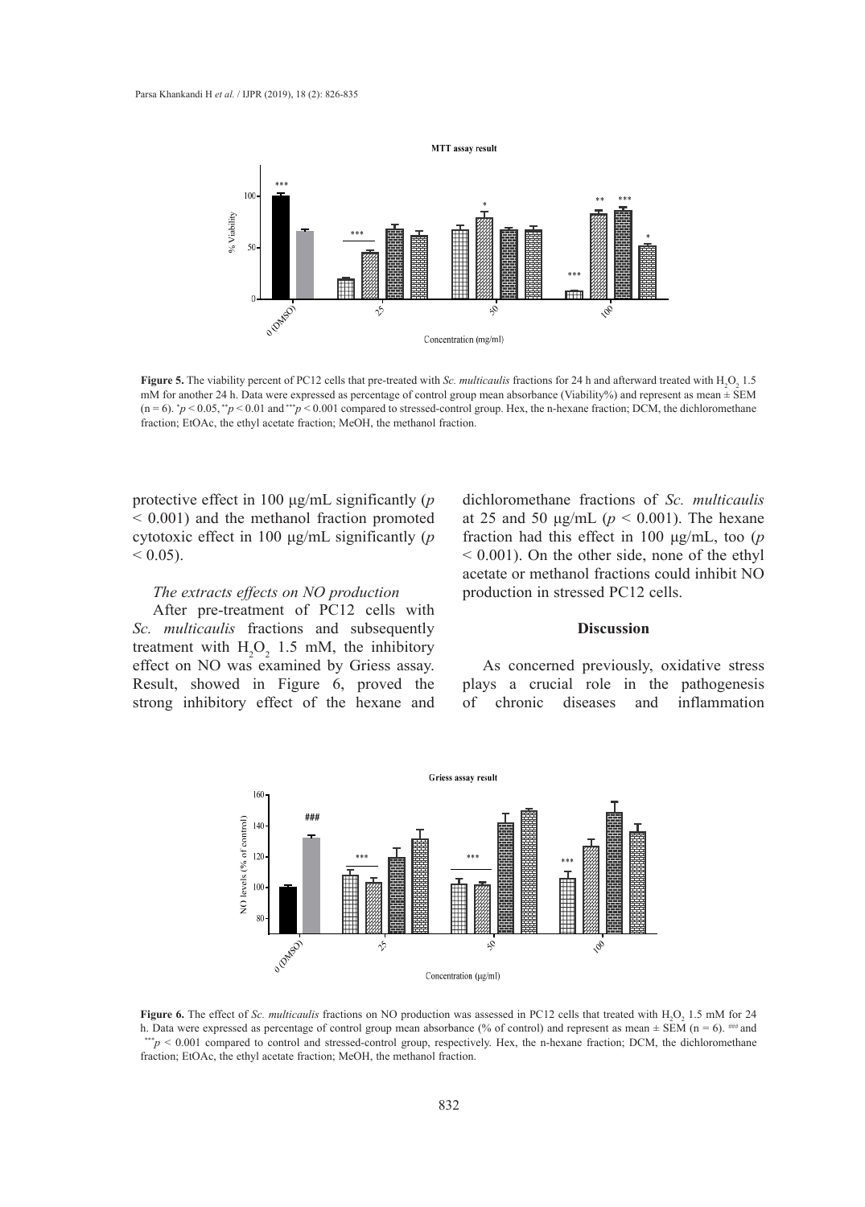**Figure 5.** The viability percent of PC12 cells that pre-treated with *Sc. multicaulis* fractions for 24 h and afterward treated with $H_2O_2$ 1.5 mM for another 24 h. Data were expressed as percentage of control group mean absorbance (Viability%) and represent as mean ± SEM (n = 6). $^{*}p < 0.05$, $^{**}p < 0.01$ and $^{***}p < 0.001$ compared to stressed-control group. Hex, the n-hexane fraction; DCM, the dichloromethane fraction; EtOAc, the ethyl acetate fraction; MeOH, the methanol fraction.

protective effect in 100 µg/mL significantly ($p < 0.001$) and the methanol fraction promoted cytotoxic effect in 100 µg/mL significantly ($p < 0.05$).

*The extracts effects on NO production*

After pre-treatment of PC12 cells with *Sc. multicaulis* fractions and subsequently treatment with $H_2O_2$ 1.5 mM, the inhibitory effect on NO was examined by Griess assay. Result, showed in Figure 6, proved the strong inhibitory effect of the hexane and dichloromethane fractions of *Sc. multicaulis* at 25 and 50 µg/mL ($p < 0.001$). The hexane fraction had this effect in 100 µg/mL, too ($p < 0.001$). On the other side, none of the ethyl acetate or methanol fractions could inhibit NO production in stressed PC12 cells.

## Discussion

As concerned previously, oxidative stress plays a crucial role in the pathogenesis of chronic diseases and inflammation

**Figure 6.** The effect of *Sc. multicaulis* fractions on NO production was assessed in PC12 cells that treated with $H_2O_2$ 1.5 mM for 24 h. Data were expressed as percentage of control group mean absorbance (% of control) and represent as mean ± SEM (n = 6). $^{###}$ and $^{***}p < 0.001$ compared to control and stressed-control group, respectively. Hex, the n-hexane fraction; DCM, the dichloromethane fraction; EtOAc, the ethyl acetate fraction; MeOH, the methanol fraction.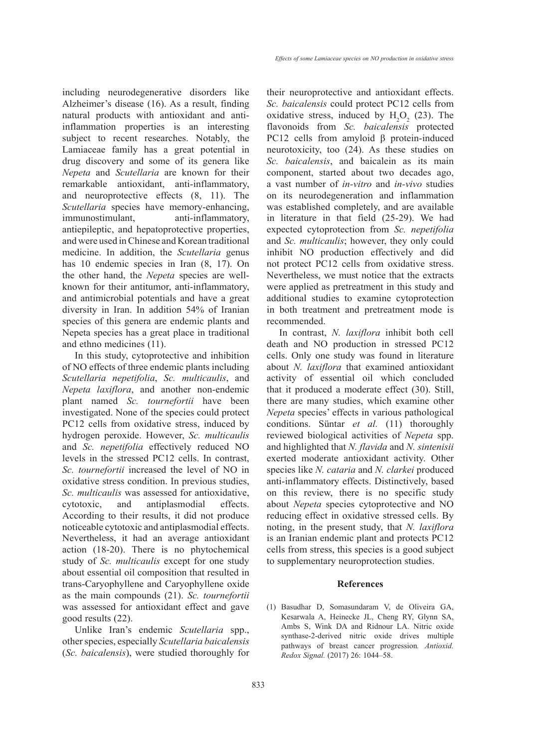including neurodegenerative disorders like Alzheimer's disease (16). As a result, finding natural products with antioxidant and anti-inflammation properties is an interesting subject to recent researches. Notably, the Lamiaceae family has a great potential in drug discovery and some of its genera like *Nepeta* and *Scutellaria* are known for their remarkable antioxidant, anti-inflammatory, and neuroprotective effects (8, 11). The *Scutellaria* species have memory-enhancing, immunostimulant, anti-inflammatory, antiepileptic, and hepatoprotective properties, and were used in Chinese and Korean traditional medicine. In addition, the *Scutellaria* genus has 10 endemic species in Iran (8, 17). On the other hand, the *Nepeta* species are well-known for their antitumor, anti-inflammatory, and antimicrobial potentials and have a great diversity in Iran. In addition 54% of Iranian species of this genera are endemic plants and Nepeta species has a great place in traditional and ethno medicines (11).

In this study, cytoprotective and inhibition of NO effects of three endemic plants including *Scutellaria nepetifolia*, *Sc. multicaulis*, and *Nepeta laxiflora*, and another non-endemic plant named *Sc. tournefortii* have been investigated. None of the species could protect PC12 cells from oxidative stress, induced by hydrogen peroxide. However, *Sc. multicaulis* and *Sc. nepetifolia* effectively reduced NO levels in the stressed PC12 cells. In contrast, *Sc. tournefortii* increased the level of NO in oxidative stress condition. In previous studies, *Sc. multicaulis* was assessed for antioxidative, cytotoxic, and antiplasmodial effects. According to their results, it did not produce noticeable cytotoxic and antiplasmodial effects. Nevertheless, it had an average antioxidant action (18-20). There is no phytochemical study of *Sc. multicaulis* except for one study about essential oil composition that resulted in trans-Caryophyllene and Caryophyllene oxide as the main compounds (21). *Sc. tournefortii* was assessed for antioxidant effect and gave good results (22).

Unlike Iran's endemic *Scutellaria* spp., other species, especially *Scutellaria baicalensis* (*Sc. baicalensis*), were studied thoroughly for their neuroprotective and antioxidant effects. *Sc. baicalensis* could protect PC12 cells from oxidative stress, induced by $H_2O_2$ (23). The flavonoids from *Sc. baicalensis* protected PC12 cells from amyloid β protein-induced neurotoxicity, too (24). As these studies on *Sc. baicalensis*, and baicalein as its main component, started about two decades ago, a vast number of *in-vitro* and *in-vivo* studies on its neurodegeneration and inflammation was established completely, and are available in literature in that field (25-29). We had expected cytoprotection from *Sc. nepetifolia* and *Sc. multicaulis*; however, they only could inhibit NO production effectively and did not protect PC12 cells from oxidative stress. Nevertheless, we must notice that the extracts were applied as pretreatment in this study and additional studies to examine cytoprotection in both treatment and pretreatment mode is recommended.

In contrast, *N. laxiflora* inhibit both cell death and NO production in stressed PC12 cells. Only one study was found in literature about *N. laxiflora* that examined antioxidant activity of essential oil which concluded that it produced a moderate effect (30). Still, there are many studies, which examine other *Nepeta* species' effects in various pathological conditions. Süntar *et al.* (11) thoroughly reviewed biological activities of *Nepeta* spp. and highlighted that *N. flavida* and *N. sintenisii* exerted moderate antioxidant activity. Other species like *N. cataria* and *N. clarkei* produced anti-inflammatory effects. Distinctively, based on this review, there is no specific study about *Nepeta* species cytoprotective and NO reducing effect in oxidative stressed cells. By noting, in the present study, that *N. laxiflora* is an Iranian endemic plant and protects PC12 cells from stress, this species is a good subject to supplementary neuroprotection studies.

## References

(1) Basudhar D, Somasundaram V, de Oliveira GA, Kesarwala A, Heinecke JL, Cheng RY, Glynn SA, Ambs S, Wink DA and Ridnour LA. Nitric oxide synthase-2-derived nitric oxide drives multiple pathways of breast cancer progression*. Antioxid. Redox Signal.* (2017) 26: 1044–58.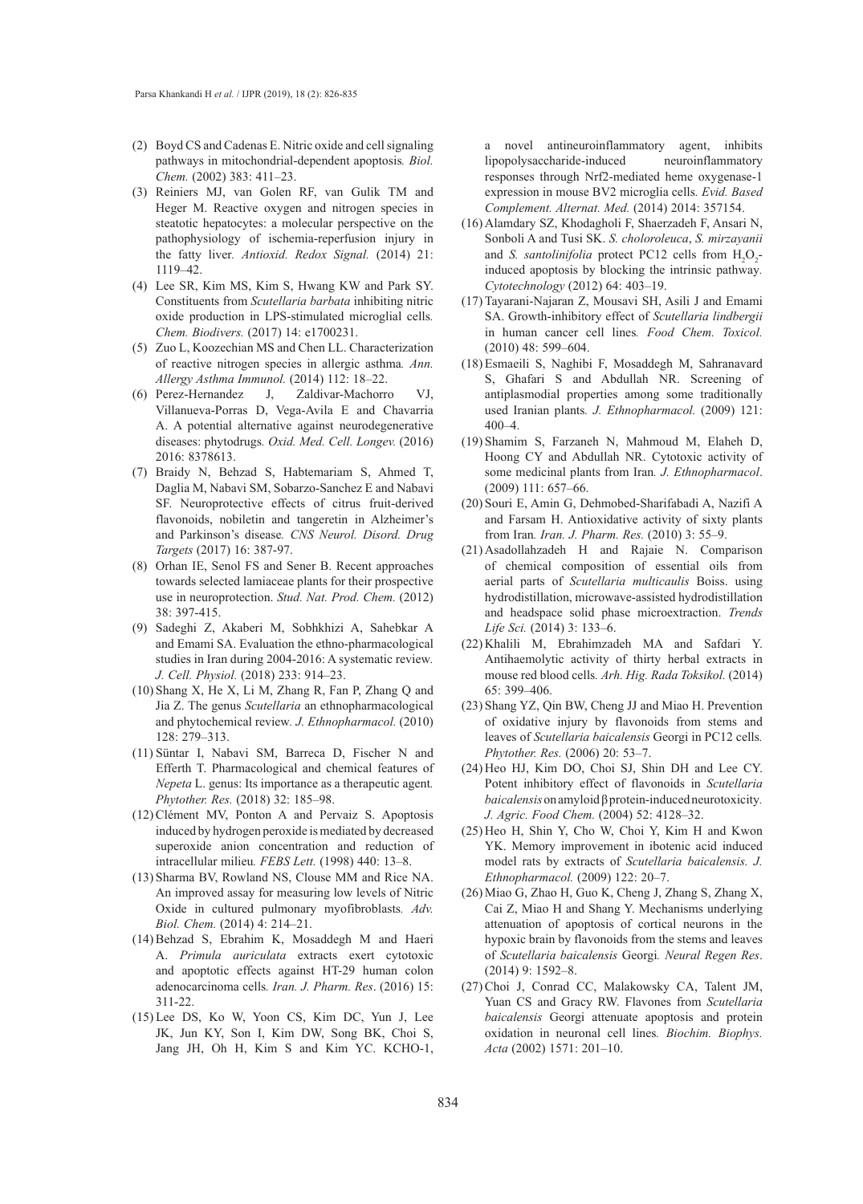(2) Boyd CS and Cadenas E. Nitric oxide and cell signaling pathways in mitochondrial-dependent apoptosis. *Biol. Chem.* (2002) 383: 411–23.

(3) Reiniers MJ, van Golen RF, van Gulik TM and Heger M. Reactive oxygen and nitrogen species in steatotic hepatocytes: a molecular perspective on the pathophysiology of ischemia-reperfusion injury in the fatty liver. *Antioxid. Redox Signal.* (2014) 21: 1119–42.

(4) Lee SR, Kim MS, Kim S, Hwang KW and Park SY. Constituents from *Scutellaria barbata* inhibiting nitric oxide production in LPS-stimulated microglial cells. *Chem. Biodivers.* (2017) 14: e1700231.

(5) Zuo L, Koozechian MS and Chen LL. Characterization of reactive nitrogen species in allergic asthma. *Ann. Allergy Asthma Immunol.* (2014) 112: 18–22.

(6) Perez-Hernandez J, Zaldivar-Machorro VJ, Villanueva-Porras D, Vega-Avila E and Chavarria A. A potential alternative against neurodegenerative diseases: phytodrugs. *Oxid. Med. Cell. Longev.* (2016) 2016: 8378613.

(7) Braidy N, Behzad S, Habtemariam S, Ahmed T, Daglia M, Nabavi SM, Sobarzo-Sanchez E and Nabavi SF. Neuroprotective effects of citrus fruit-derived flavonoids, nobiletin and tangeretin in Alzheimer's and Parkinson's disease. *CNS Neurol. Disord. Drug Targets* (2017) 16: 387-97.

(8) Orhan IE, Senol FS and Sener B. Recent approaches towards selected lamiaceae plants for their prospective use in neuroprotection. *Stud. Nat. Prod. Chem.* (2012) 38: 397-415.

(9) Sadeghi Z, Akaberi M, Sobhkhizi A, Sahebkar A and Emami SA. Evaluation the ethno-pharmacological studies in Iran during 2004-2016: A systematic review. *J. Cell. Physiol.* (2018) 233: 914–23.

(10) Shang X, He X, Li M, Zhang R, Fan P, Zhang Q and Jia Z. The genus *Scutellaria* an ethnopharmacological and phytochemical review. *J. Ethnopharmacol.* (2010) 128: 279–313.

(11) Süntar I, Nabavi SM, Barreca D, Fischer N and Efferth T. Pharmacological and chemical features of *Nepeta* L. genus: Its importance as a therapeutic agent. *Phytother. Res.* (2018) 32: 185–98.

(12) Clément MV, Ponton A and Pervaiz S. Apoptosis induced by hydrogen peroxide is mediated by decreased superoxide anion concentration and reduction of intracellular milieu. *FEBS Lett.* (1998) 440: 13–8.

(13) Sharma BV, Rowland NS, Clouse MM and Rice NA. An improved assay for measuring low levels of Nitric Oxide in cultured pulmonary myofibroblasts. *Adv. Biol. Chem.* (2014) 4: 214–21.

(14) Behzad S, Ebrahim K, Mosaddegh M and Haeri A. *Primula auriculata* extracts exert cytotoxic and apoptotic effects against HT-29 human colon adenocarcinoma cells. *Iran. J. Pharm. Res*. (2016) 15: 311-22.

(15) Lee DS, Ko W, Yoon CS, Kim DC, Yun J, Lee JK, Jun KY, Son I, Kim DW, Song BK, Choi S, Jang JH, Oh H, Kim S and Kim YC. KCHO-1, a novel antineuroinflammatory agent, inhibits lipopolysaccharide-induced neuroinflammatory responses through Nrf2-mediated heme oxygenase-1 expression in mouse BV2 microglia cells. *Evid. Based Complement. Alternat. Med.* (2014) 2014: 357154.

(16) Alamdary SZ, Khodagholi F, Shaerzadeh F, Ansari N, Sonboli A and Tusi SK. *S. choloroleuca*, *S. mirzayanii* and *S. santolinifolia* protect PC12 cells from $H_2O_2$-induced apoptosis by blocking the intrinsic pathway. *Cytotechnology* (2012) 64: 403–19.

(17) Tayarani-Najaran Z, Mousavi SH, Asili J and Emami SA. Growth-inhibitory effect of *Scutellaria lindbergii* in human cancer cell lines. *Food Chem. Toxicol.* (2010) 48: 599–604.

(18) Esmaeili S, Naghibi F, Mosaddegh M, Sahranavard S, Ghafari S and Abdullah NR. Screening of antiplasmodial properties among some traditionally used Iranian plants. *J. Ethnopharmacol.* (2009) 121: 400–4.

(19) Shamim S, Farzaneh N, Mahmoud M, Elaheh D, Hoong CY and Abdullah NR. Cytotoxic activity of some medicinal plants from Iran. *J. Ethnopharmacol*. (2009) 111: 657–66.

(20) Souri E, Amin G, Dehmobed-Sharifabadi A, Nazifi A and Farsam H. Antioxidative activity of sixty plants from Iran. *Iran. J. Pharm. Res.* (2010) 3: 55–9.

(21) Asadollahzadeh H and Rajaie N. Comparison of chemical composition of essential oils from aerial parts of *Scutellaria multicaulis* Boiss. using hydrodistillation, microwave-assisted hydrodistillation and headspace solid phase microextraction. *Trends Life Sci.* (2014) 3: 133–6.

(22) Khalili M, Ebrahimzadeh MA and Safdari Y. Antihaemolytic activity of thirty herbal extracts in mouse red blood cells. *Arh. Hig. Rada Toksikol.* (2014) 65: 399–406.

(23) Shang YZ, Qin BW, Cheng JJ and Miao H. Prevention of oxidative injury by flavonoids from stems and leaves of *Scutellaria baicalensis* Georgi in PC12 cells. *Phytother. Res.* (2006) 20: 53–7.

(24) Heo HJ, Kim DO, Choi SJ, Shin DH and Lee CY. Potent inhibitory effect of flavonoids in *Scutellaria baicalensis* on amyloid β protein-induced neurotoxicity. *J. Agric. Food Chem.* (2004) 52: 4128–32.

(25) Heo H, Shin Y, Cho W, Choi Y, Kim H and Kwon YK. Memory improvement in ibotenic acid induced model rats by extracts of *Scutellaria baicalensis. J. Ethnopharmacol.* (2009) 122: 20–7.

(26) Miao G, Zhao H, Guo K, Cheng J, Zhang S, Zhang X, Cai Z, Miao H and Shang Y. Mechanisms underlying attenuation of apoptosis of cortical neurons in the hypoxic brain by flavonoids from the stems and leaves of *Scutellaria baicalensis* Georgi. *Neural Regen Res*. (2014) 9: 1592–8.

(27) Choi J, Conrad CC, Malakowsky CA, Talent JM, Yuan CS and Gracy RW. Flavones from *Scutellaria baicalensis* Georgi attenuate apoptosis and protein oxidation in neuronal cell lines. *Biochim. Biophys. Acta* (2002) 1571: 201–10.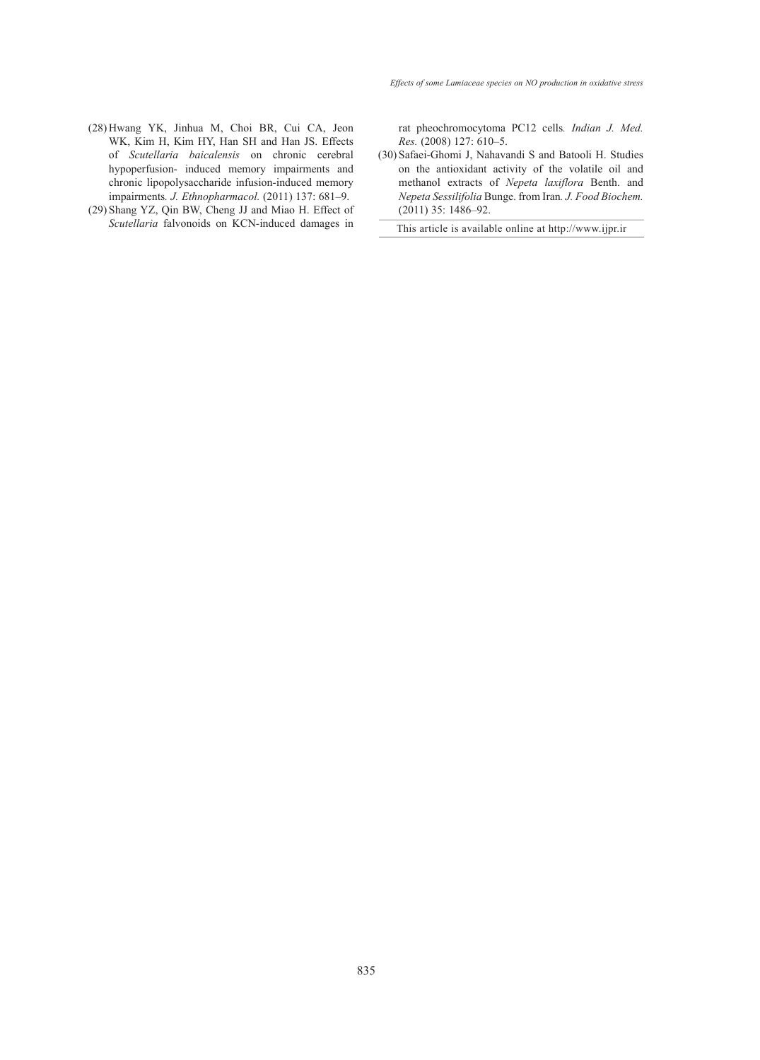(28) Hwang YK, Jinhua M, Choi BR, Cui CA, Jeon WK, Kim H, Kim HY, Han SH and Han JS. Effects of *Scutellaria baicalensis* on chronic cerebral hypoperfusion- induced memory impairments and chronic lipopolysaccharide infusion-induced memory impairments. *J. Ethnopharmacol.* (2011) 137: 681–9.

(29) Shang YZ, Qin BW, Cheng JJ and Miao H. Effect of *Scutellaria* falvonoids on KCN-induced damages in rat pheochromocytoma PC12 cells. *Indian J. Med. Res.* (2008) 127: 610–5.

(30) Safaei-Ghomi J, Nahavandi S and Batooli H. Studies on the antioxidant activity of the volatile oil and methanol extracts of *Nepeta laxiflora* Benth. and *Nepeta Sessilifolia* Bunge. from Iran. *J. Food Biochem.* (2011) 35: 1486–92.

This article is available online at http://www.ijpr.ir